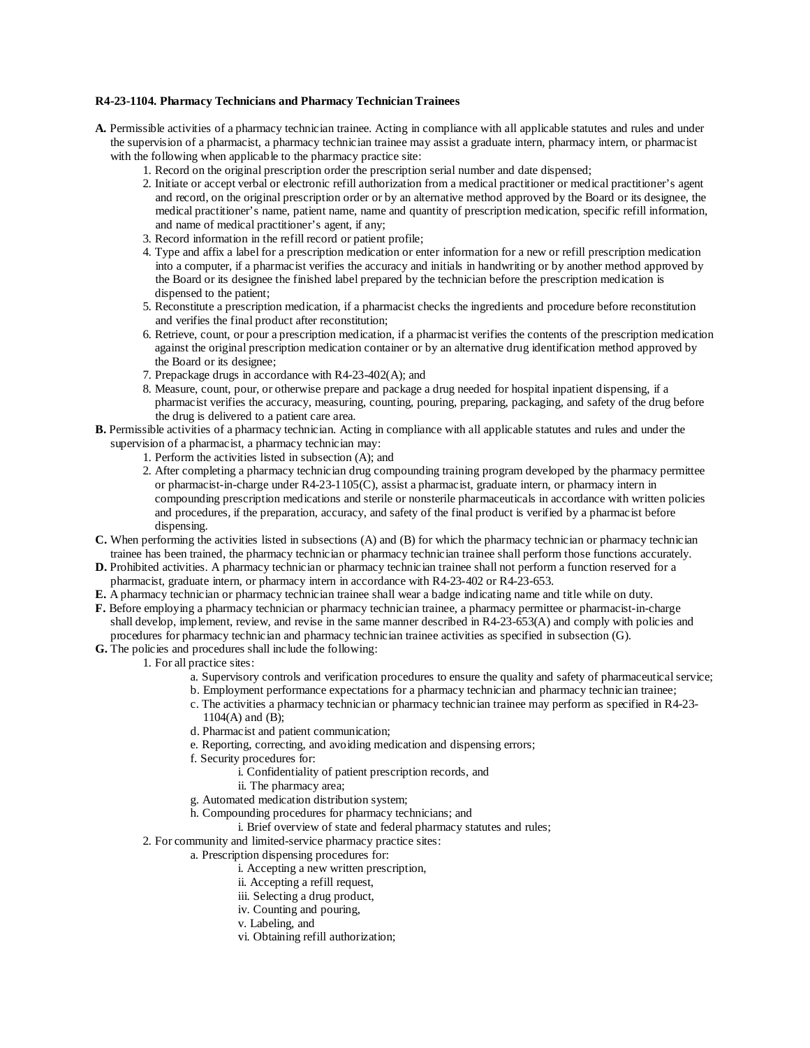**R4-23-1104. Pharmacy Technicians and Pharmacy Technician Trainees**

**A.** Permissible activities of a pharmacy technician trainee. Acting in compliance with all applicable statutes and rules and under the supervision of a pharmacist, a pharmacy technician trainee may assist a graduate intern, pharmacy intern, or pharmacist with the following when applicable to the pharmacy practice site:

1. Record on the original prescription order the prescription serial number and date dispensed;
2. Initiate or accept verbal or electronic refill authorization from a medical practitioner or medical practitioner's agent and record, on the original prescription order or by an alternative method approved by the Board or its designee, the medical practitioner's name, patient name, name and quantity of prescription medication, specific refill information, and name of medical practitioner's agent, if any;
3. Record information in the refill record or patient profile;
4. Type and affix a label for a prescription medication or enter information for a new or refill prescription medication into a computer, if a pharmacist verifies the accuracy and initials in handwriting or by another method approved by the Board or its designee the finished label prepared by the technician before the prescription medication is dispensed to the patient;
5. Reconstitute a prescription medication, if a pharmacist checks the ingredients and procedure before reconstitution and verifies the final product after reconstitution;
6. Retrieve, count, or pour a prescription medication, if a pharmacist verifies the contents of the prescription medication against the original prescription medication container or by an alternative drug identification method approved by the Board or its designee;
7. Prepackage drugs in accordance with R4-23-402(A); and
8. Measure, count, pour, or otherwise prepare and package a drug needed for hospital inpatient dispensing, if a pharmacist verifies the accuracy, measuring, counting, pouring, preparing, packaging, and safety of the drug before the drug is delivered to a patient care area.

**B.** Permissible activities of a pharmacy technician. Acting in compliance with all applicable statutes and rules and under the supervision of a pharmacist, a pharmacy technician may:

1. Perform the activities listed in subsection (A); and
2. After completing a pharmacy technician drug compounding training program developed by the pharmacy permittee or pharmacist-in-charge under R4-23-1105(C), assist a pharmacist, graduate intern, or pharmacy intern in compounding prescription medications and sterile or nonsterile pharmaceuticals in accordance with written policies and procedures, if the preparation, accuracy, and safety of the final product is verified by a pharmacist before dispensing.

**C.** When performing the activities listed in subsections (A) and (B) for which the pharmacy technician or pharmacy technician trainee has been trained, the pharmacy technician or pharmacy technician trainee shall perform those functions accurately.

**D.** Prohibited activities. A pharmacy technician or pharmacy technician trainee shall not perform a function reserved for a pharmacist, graduate intern, or pharmacy intern in accordance with R4-23-402 or R4-23-653.

**E.** A pharmacy technician or pharmacy technician trainee shall wear a badge indicating name and title while on duty.

**F.** Before employing a pharmacy technician or pharmacy technician trainee, a pharmacy permittee or pharmacist-in-charge shall develop, implement, review, and revise in the same manner described in R4-23-653(A) and comply with policies and procedures for pharmacy technician and pharmacy technician trainee activities as specified in subsection (G).

**G.** The policies and procedures shall include the following:

1. For all practice sites:
   - a. Supervisory controls and verification procedures to ensure the quality and safety of pharmaceutical service;
   - b. Employment performance expectations for a pharmacy technician and pharmacy technician trainee;
   - c. The activities a pharmacy technician or pharmacy technician trainee may perform as specified in R4-23-1104(A) and (B);
   - d. Pharmacist and patient communication;
   - e. Reporting, correcting, and avoiding medication and dispensing errors;
   - f. Security procedures for:
     - i. Confidentiality of patient prescription records, and
     - ii. The pharmacy area;
   - g. Automated medication distribution system;
   - h. Compounding procedures for pharmacy technicians; and
     - i. Brief overview of state and federal pharmacy statutes and rules;
2. For community and limited-service pharmacy practice sites:
   - a. Prescription dispensing procedures for:
     - i. Accepting a new written prescription,
     - ii. Accepting a refill request,
     - iii. Selecting a drug product,
     - iv. Counting and pouring,
     - v. Labeling, and
     - vi. Obtaining refill authorization;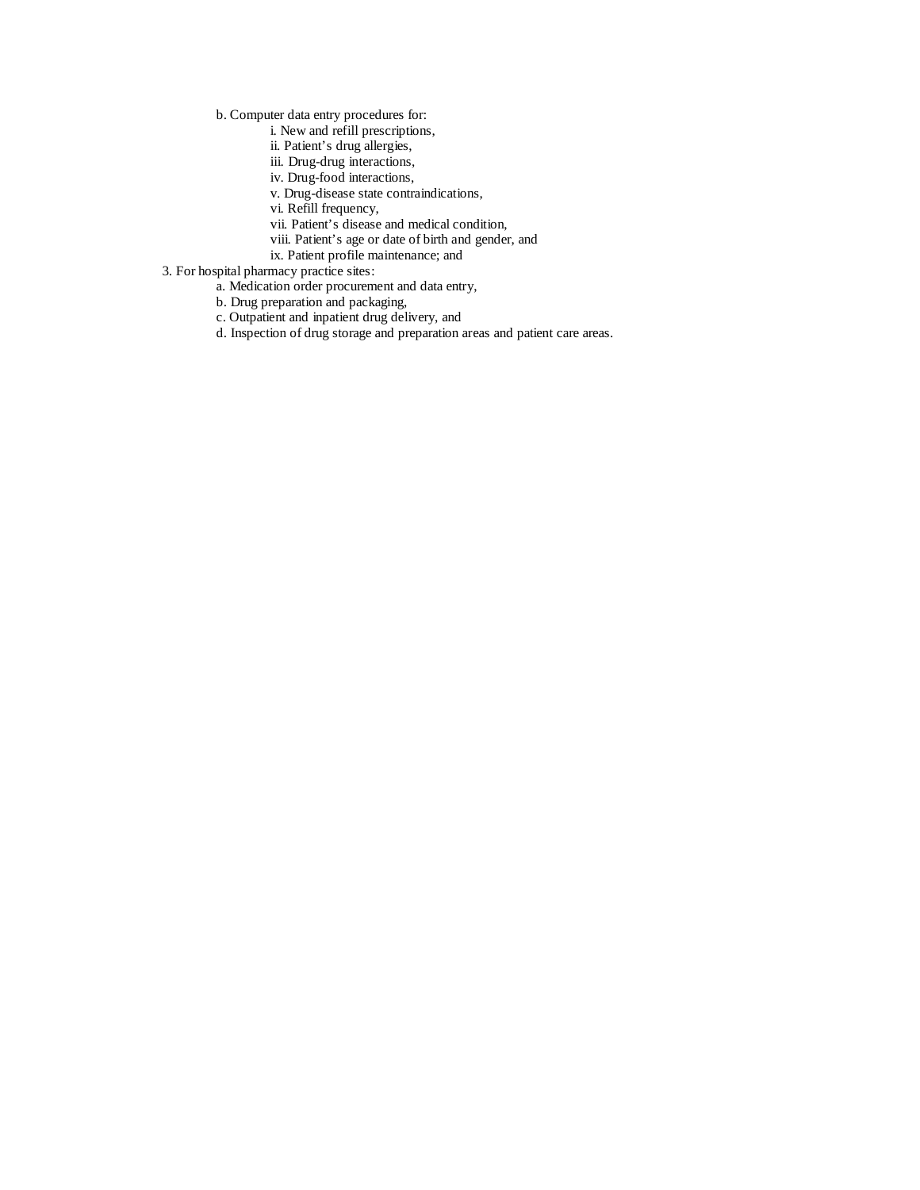- b. Computer data entry procedures for:
     - i. New and refill prescriptions,
     - ii. Patient's drug allergies,
     - iii. Drug-drug interactions,
     - iv. Drug-food interactions,
     - v. Drug-disease state contraindications,
     - vi. Refill frequency,
     - vii. Patient's disease and medical condition,
     - viii. Patient's age or date of birth and gender, and
     - ix. Patient profile maintenance; and

3. For hospital pharmacy practice sites:
   - a. Medication order procurement and data entry,
   - b. Drug preparation and packaging,
   - c. Outpatient and inpatient drug delivery, and
   - d. Inspection of drug storage and preparation areas and patient care areas.